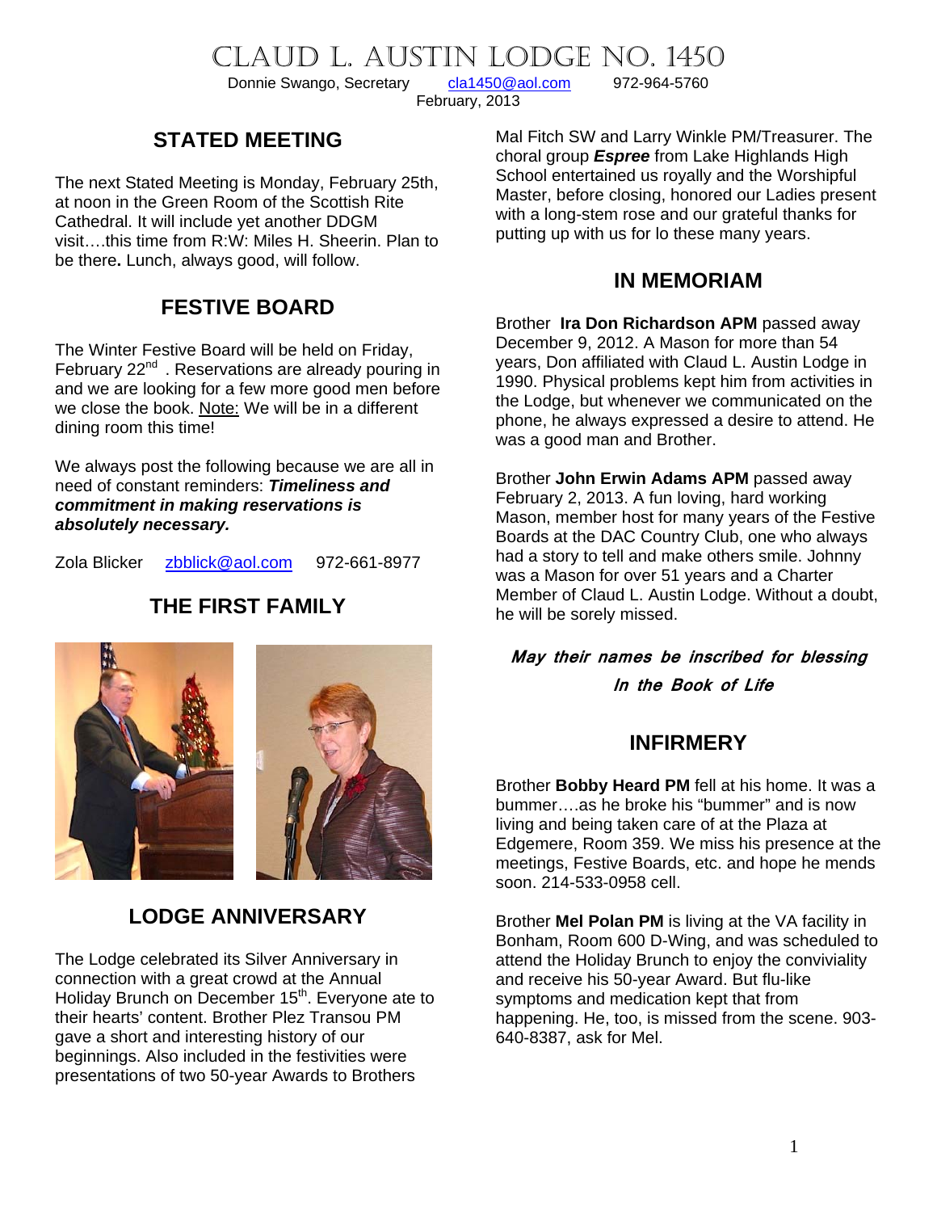# CLAUD L. AUSTIN LODGE NO. 1450

Donnie Swango, Secretary    cla1450@aol.com    972-964-5760

February, 2013

## STATED MEETING

The next Stated Meeting is Monday, February 25th, at noon in the Green Room of the Scottish Rite Cathedral. It will include yet another DDGM visit….this time from R:W: Miles H. Sheerin. Plan to be there**.** Lunch, always good, will follow.

## FESTIVE BOARD

The Winter Festive Board will be held on Friday, February 22nd . Reservations are already pouring in and we are looking for a few more good men before we close the book. Note: We will be in a different dining room this time!

We always post the following because we are all in need of constant reminders: ***Timeliness and commitment in making reservations is absolutely necessary.***

Zola Blicker    zbblick@aol.com    972-661-8977

## THE FIRST FAMILY

## LODGE ANNIVERSARY

The Lodge celebrated its Silver Anniversary in connection with a great crowd at the Annual Holiday Brunch on December 15th. Everyone ate to their hearts' content. Brother Plez Transou PM gave a short and interesting history of our beginnings. Also included in the festivities were presentations of two 50-year Awards to Brothers Mal Fitch SW and Larry Winkle PM/Treasurer. The choral group ***Espree*** from Lake Highlands High School entertained us royally and the Worshipful Master, before closing, honored our Ladies present with a long-stem rose and our grateful thanks for putting up with us for lo these many years.

## IN MEMORIAM

Brother **Ira Don Richardson APM** passed away December 9, 2012. A Mason for more than 54 years, Don affiliated with Claud L. Austin Lodge in 1990. Physical problems kept him from activities in the Lodge, but whenever we communicated on the phone, he always expressed a desire to attend. He was a good man and Brother.

Brother **John Erwin Adams APM** passed away February 2, 2013. A fun loving, hard working Mason, member host for many years of the Festive Boards at the DAC Country Club, one who always had a story to tell and make others smile. Johnny was a Mason for over 51 years and a Charter Member of Claud L. Austin Lodge. Without a doubt, he will be sorely missed.

***May their names be inscribed for blessing***
***In the Book of Life***

## INFIRMERY

Brother **Bobby Heard PM** fell at his home. It was a bummer….as he broke his "bummer" and is now living and being taken care of at the Plaza at Edgemere, Room 359. We miss his presence at the meetings, Festive Boards, etc. and hope he mends soon. 214-533-0958 cell.

Brother **Mel Polan PM** is living at the VA facility in Bonham, Room 600 D-Wing, and was scheduled to attend the Holiday Brunch to enjoy the conviviality and receive his 50-year Award. But flu-like symptoms and medication kept that from happening. He, too, is missed from the scene. 903-640-8387, ask for Mel.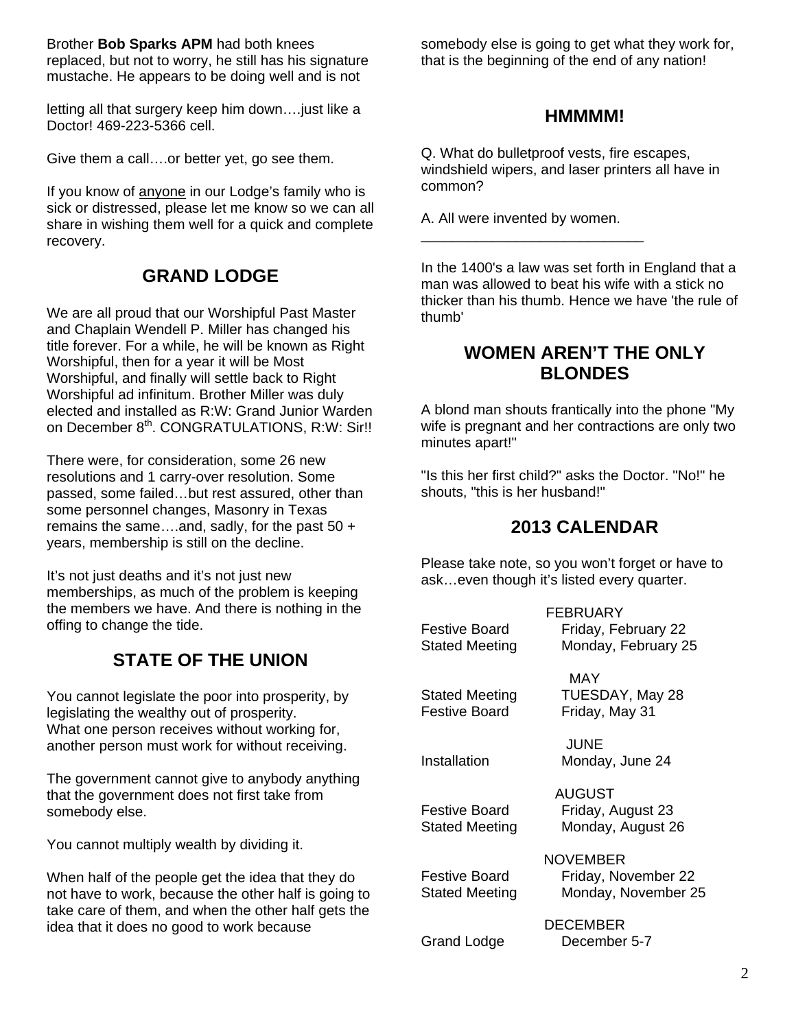Brother **Bob Sparks APM** had both knees replaced, but not to worry, he still has his signature mustache. He appears to be doing well and is not

letting all that surgery keep him down….just like a Doctor! 469-223-5366 cell.

Give them a call….or better yet, go see them.

If you know of anyone in our Lodge's family who is sick or distressed, please let me know so we can all share in wishing them well for a quick and complete recovery.

## GRAND LODGE

We are all proud that our Worshipful Past Master and Chaplain Wendell P. Miller has changed his title forever. For a while, he will be known as Right Worshipful, then for a year it will be Most Worshipful, and finally will settle back to Right Worshipful ad infinitum. Brother Miller was duly elected and installed as R:W: Grand Junior Warden on December 8th. CONGRATULATIONS, R:W: Sir!!

There were, for consideration, some 26 new resolutions and 1 carry-over resolution. Some passed, some failed…but rest assured, other than some personnel changes, Masonry in Texas remains the same….and, sadly, for the past 50 + years, membership is still on the decline.

It's not just deaths and it's not just new memberships, as much of the problem is keeping the members we have. And there is nothing in the offing to change the tide.

## STATE OF THE UNION

You cannot legislate the poor into prosperity, by legislating the wealthy out of prosperity.
What one person receives without working for, another person must work for without receiving.

The government cannot give to anybody anything that the government does not first take from somebody else.

You cannot multiply wealth by dividing it.

When half of the people get the idea that they do not have to work, because the other half is going to take care of them, and when the other half gets the idea that it does no good to work because somebody else is going to get what they work for, that is the beginning of the end of any nation!

## HMMMM!

Q. What do bulletproof vests, fire escapes, windshield wipers, and laser printers all have in common?

A. All were invented by women.

---

In the 1400's a law was set forth in England that a man was allowed to beat his wife with a stick no thicker than his thumb. Hence we have 'the rule of thumb'

## WOMEN AREN'T THE ONLY BLONDES

A blond man shouts frantically into the phone "My wife is pregnant and her contractions are only two minutes apart!"

"Is this her first child?" asks the Doctor. "No!" he shouts, "this is her husband!"

## 2013 CALENDAR

Please take note, so you won't forget or have to ask…even though it's listed every quarter.

| | |
|---|---|
| | FEBRUARY |
| Festive Board | Friday, February 22 |
| Stated Meeting | Monday, February 25 |
| | MAY |
| Stated Meeting | TUESDAY, May 28 |
| Festive Board | Friday, May 31 |
| | JUNE |
| Installation | Monday, June 24 |
| | AUGUST |
| Festive Board | Friday, August 23 |
| Stated Meeting | Monday, August 26 |
| | NOVEMBER |
| Festive Board | Friday, November 22 |
| Stated Meeting | Monday, November 25 |
| | DECEMBER |
| Grand Lodge | December 5-7 |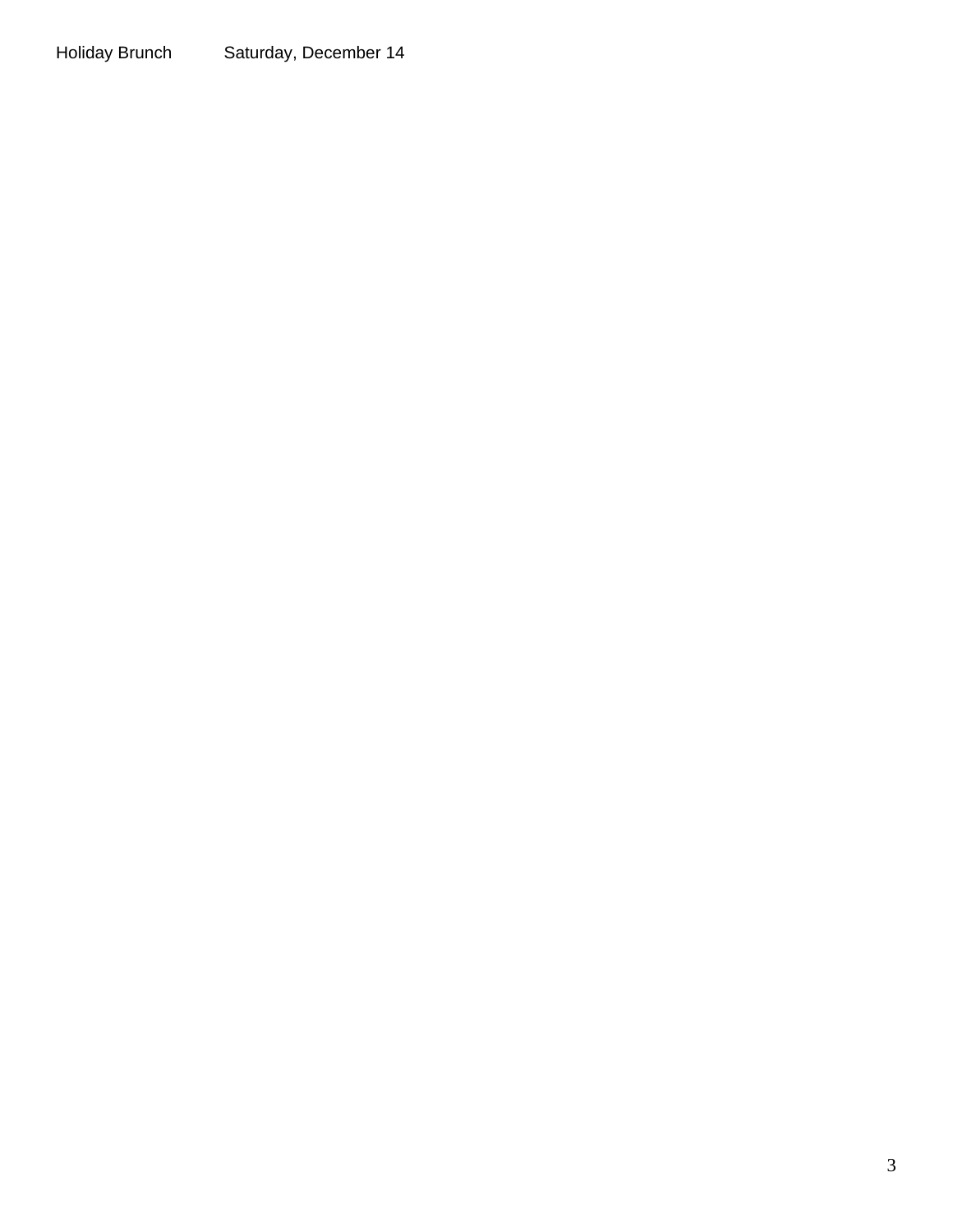Holiday Brunch Saturday, December 14